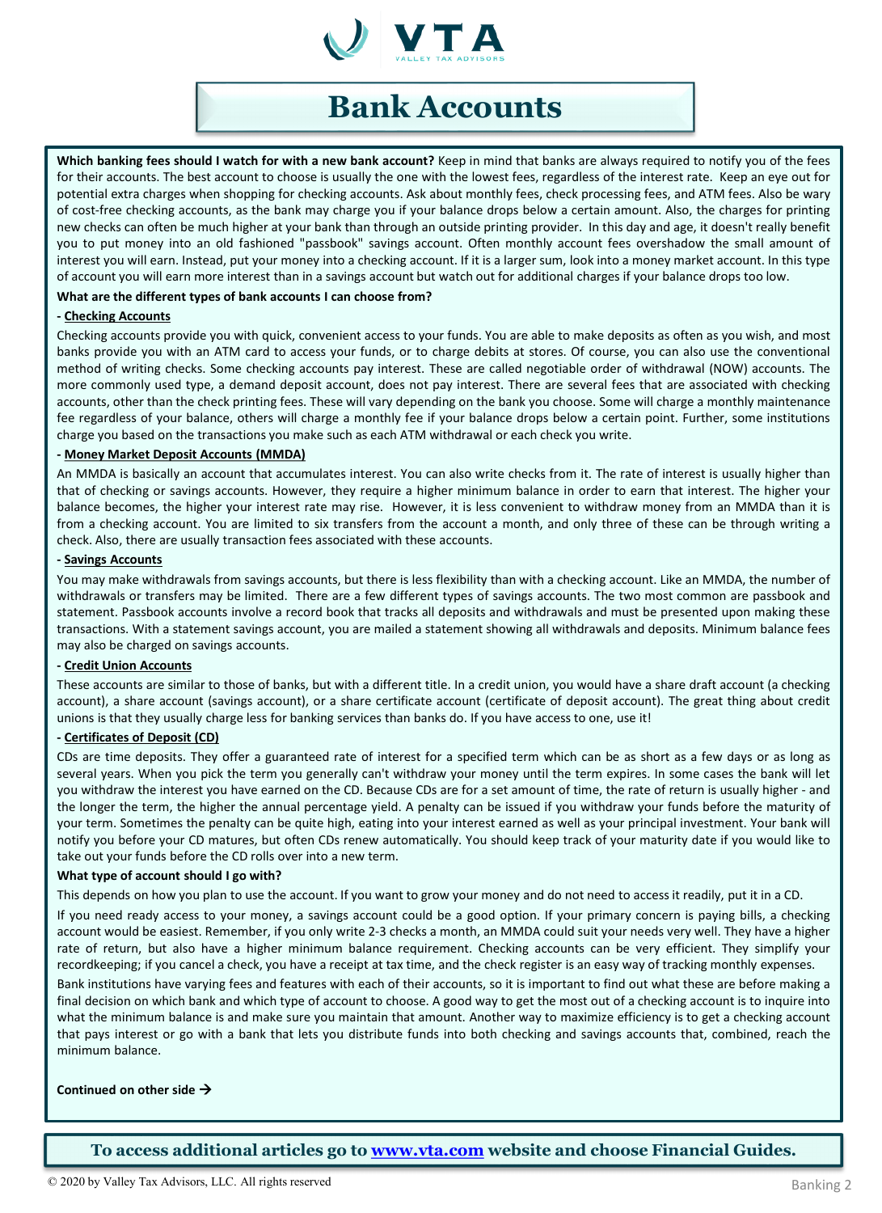# Bank Accounts

**Which banking fees should I watch for with a new bank account?** Keep in mind that banks are always required to notify you of the fees for their accounts. The best account to choose is usually the one with the lowest fees, regardless of the interest rate. Keep an eye out for potential extra charges when shopping for checking accounts. Ask about monthly fees, check processing fees, and ATM fees. Also be wary of cost-free checking accounts, as the bank may charge you if your balance drops below a certain amount. Also, the charges for printing new checks can often be much higher at your bank than through an outside printing provider. In this day and age, it doesn't really benefit you to put money into an old fashioned "passbook" savings account. Often monthly account fees overshadow the small amount of interest you will earn. Instead, put your money into a checking account. If it is a larger sum, look into a money market account. In this type of account you will earn more interest than in a savings account but watch out for additional charges if your balance drops too low.

**What are the different types of bank accounts I can choose from?**

**- Checking Accounts**

Checking accounts provide you with quick, convenient access to your funds. You are able to make deposits as often as you wish, and most banks provide you with an ATM card to access your funds, or to charge debits at stores. Of course, you can also use the conventional method of writing checks. Some checking accounts pay interest. These are called negotiable order of withdrawal (NOW) accounts. The more commonly used type, a demand deposit account, does not pay interest. There are several fees that are associated with checking accounts, other than the check printing fees. These will vary depending on the bank you choose. Some will charge a monthly maintenance fee regardless of your balance, others will charge a monthly fee if your balance drops below a certain point. Further, some institutions charge you based on the transactions you make such as each ATM withdrawal or each check you write.

**- Money Market Deposit Accounts (MMDA)**

An MMDA is basically an account that accumulates interest. You can also write checks from it. The rate of interest is usually higher than that of checking or savings accounts. However, they require a higher minimum balance in order to earn that interest. The higher your balance becomes, the higher your interest rate may rise. However, it is less convenient to withdraw money from an MMDA than it is from a checking account. You are limited to six transfers from the account a month, and only three of these can be through writing a check. Also, there are usually transaction fees associated with these accounts.

**- Savings Accounts**

You may make withdrawals from savings accounts, but there is less flexibility than with a checking account. Like an MMDA, the number of withdrawals or transfers may be limited. There are a few different types of savings accounts. The two most common are passbook and statement. Passbook accounts involve a record book that tracks all deposits and withdrawals and must be presented upon making these transactions. With a statement savings account, you are mailed a statement showing all withdrawals and deposits. Minimum balance fees may also be charged on savings accounts.

**- Credit Union Accounts**

These accounts are similar to those of banks, but with a different title. In a credit union, you would have a share draft account (a checking account), a share account (savings account), or a share certificate account (certificate of deposit account). The great thing about credit unions is that they usually charge less for banking services than banks do. If you have access to one, use it!

**- Certificates of Deposit (CD)**

CDs are time deposits. They offer a guaranteed rate of interest for a specified term which can be as short as a few days or as long as several years. When you pick the term you generally can't withdraw your money until the term expires. In some cases the bank will let you withdraw the interest you have earned on the CD. Because CDs are for a set amount of time, the rate of return is usually higher - and the longer the term, the higher the annual percentage yield. A penalty can be issued if you withdraw your funds before the maturity of your term. Sometimes the penalty can be quite high, eating into your interest earned as well as your principal investment. Your bank will notify you before your CD matures, but often CDs renew automatically. You should keep track of your maturity date if you would like to take out your funds before the CD rolls over into a new term.

**What type of account should I go with?**

This depends on how you plan to use the account. If you want to grow your money and do not need to access it readily, put it in a CD.

If you need ready access to your money, a savings account could be a good option. If your primary concern is paying bills, a checking account would be easiest. Remember, if you only write 2-3 checks a month, an MMDA could suit your needs very well. They have a higher rate of return, but also have a higher minimum balance requirement. Checking accounts can be very efficient. They simplify your recordkeeping; if you cancel a check, you have a receipt at tax time, and the check register is an easy way of tracking monthly expenses.

Bank institutions have varying fees and features with each of their accounts, so it is important to find out what these are before making a final decision on which bank and which type of account to choose. A good way to get the most out of a checking account is to inquire into what the minimum balance is and make sure you maintain that amount. Another way to maximize efficiency is to get a checking account that pays interest or go with a bank that lets you distribute funds into both checking and savings accounts that, combined, reach the minimum balance.

**Continued on other side →**

**To access additional articles go to [www.vta.com](www.vta.com) website and choose Financial Guides.**

© 2020 by Valley Tax Advisors, LLC. All rights reserved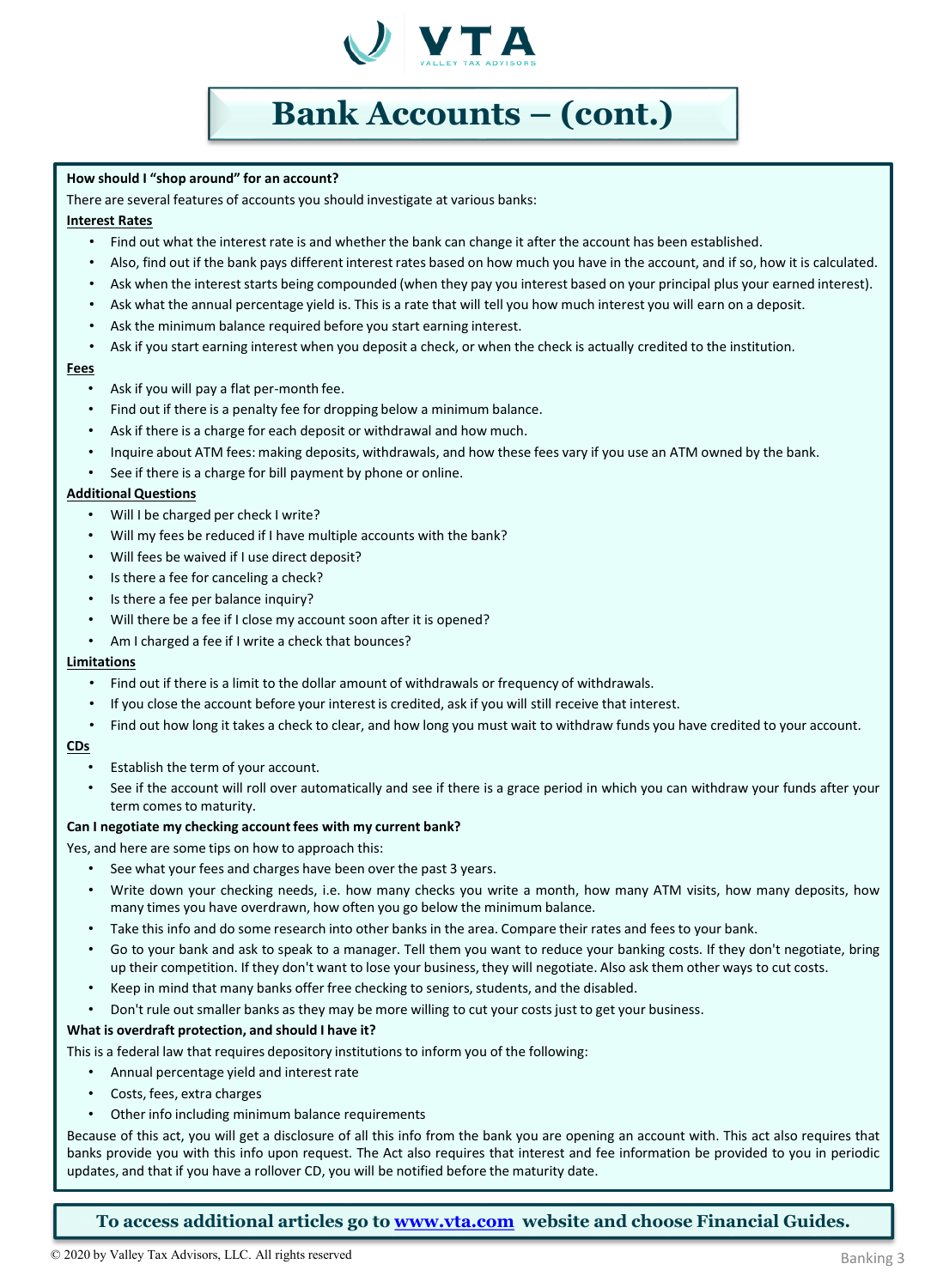# Bank Accounts – (cont.)

**How should I "shop around" for an account?**

There are several features of accounts you should investigate at various banks:

**Interest Rates**

- Find out what the interest rate is and whether the bank can change it after the account has been established.
- Also, find out if the bank pays different interest rates based on how much you have in the account, and if so, how it is calculated.
- Ask when the interest starts being compounded (when they pay you interest based on your principal plus your earned interest).
- Ask what the annual percentage yield is. This is a rate that will tell you how much interest you will earn on a deposit.
- Ask the minimum balance required before you start earning interest.
- Ask if you start earning interest when you deposit a check, or when the check is actually credited to the institution.

**Fees**

- Ask if you will pay a flat per-month fee.
- Find out if there is a penalty fee for dropping below a minimum balance.
- Ask if there is a charge for each deposit or withdrawal and how much.
- Inquire about ATM fees: making deposits, withdrawals, and how these fees vary if you use an ATM owned by the bank.
- See if there is a charge for bill payment by phone or online.

**Additional Questions**

- Will I be charged per check I write?
- Will my fees be reduced if I have multiple accounts with the bank?
- Will fees be waived if I use direct deposit?
- Is there a fee for canceling a check?
- Is there a fee per balance inquiry?
- Will there be a fee if I close my account soon after it is opened?
- Am I charged a fee if I write a check that bounces?

**Limitations**

- Find out if there is a limit to the dollar amount of withdrawals or frequency of withdrawals.
- If you close the account before your interest is credited, ask if you will still receive that interest.
- Find out how long it takes a check to clear, and how long you must wait to withdraw funds you have credited to your account.

**CDs**

- Establish the term of your account.
- See if the account will roll over automatically and see if there is a grace period in which you can withdraw your funds after your term comes to maturity.

**Can I negotiate my checking account fees with my current bank?**

Yes, and here are some tips on how to approach this:

- See what your fees and charges have been over the past 3 years.
- Write down your checking needs, i.e. how many checks you write a month, how many ATM visits, how many deposits, how many times you have overdrawn, how often you go below the minimum balance.
- Take this info and do some research into other banks in the area. Compare their rates and fees to your bank.
- Go to your bank and ask to speak to a manager. Tell them you want to reduce your banking costs. If they don't negotiate, bring up their competition. If they don't want to lose your business, they will negotiate. Also ask them other ways to cut costs.
- Keep in mind that many banks offer free checking to seniors, students, and the disabled.
- Don't rule out smaller banks as they may be more willing to cut your costs just to get your business.

**What is overdraft protection, and should I have it?**

This is a federal law that requires depository institutions to inform you of the following:

- Annual percentage yield and interest rate
- Costs, fees, extra charges
- Other info including minimum balance requirements

Because of this act, you will get a disclosure of all this info from the bank you are opening an account with. This act also requires that banks provide you with this info upon request. The Act also requires that interest and fee information be provided to you in periodic updates, and that if you have a rollover CD, you will be notified before the maturity date.

**To access additional articles go to [www.vta.com](http://www.vta.com) website and choose Financial Guides.**

© 2020 by Valley Tax Advisors, LLC. All rights reserved